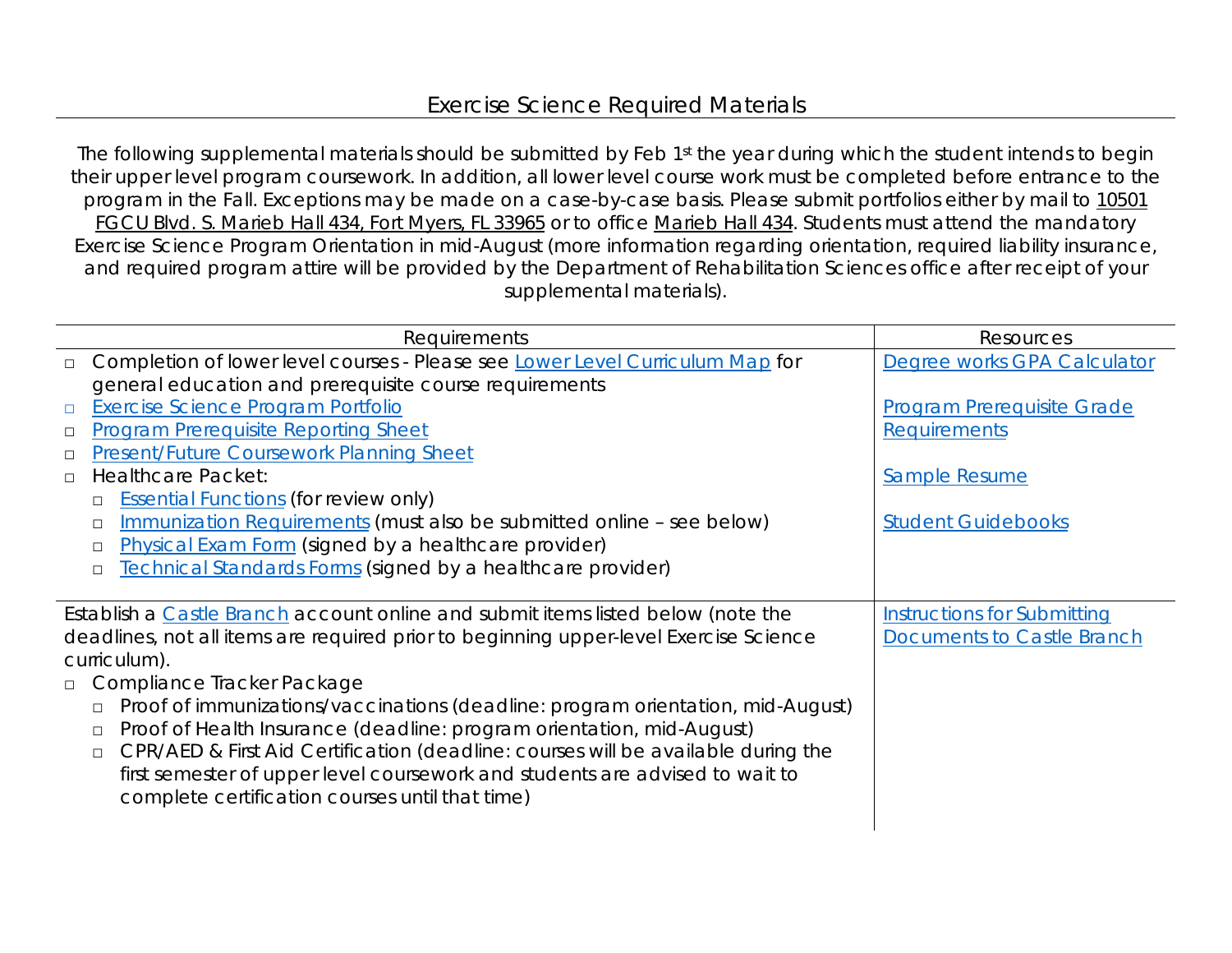# Exercise Science Required Materials

The following supplemental materials should be submitted by Feb 1st the year during which the student intends to begin their upper level program coursework. In addition, all lower level course work must be completed before entrance to the program in the Fall. Exceptions may be made on a case-by-case basis. Please submit portfolios either by mail to 10501 FGCU Blvd. S. Marieb Hall 434, Fort Myers, FL 33965 or to office Marieb Hall 434. Students must attend the mandatory Exercise Science Program Orientation in mid-August (more information regarding orientation, required liability insurance, and required program attire will be provided by the Department of Rehabilitation Sciences office after receipt of your supplemental materials).

| Requirements | Resources |
|---|---|
| □ Completion of lower level courses - Please see Lower Level Curriculum Map for general education and prerequisite course requirements<br>□ Exercise Science Program Portfolio<br>□ Program Prerequisite Reporting Sheet<br>□ Present/Future Coursework Planning Sheet<br>□ Healthcare Packet:<br>&nbsp;&nbsp;□ Essential Functions (for review only)<br>&nbsp;&nbsp;□ Immunization Requirements (must also be submitted online – see below)<br>&nbsp;&nbsp;□ Physical Exam Form (signed by a healthcare provider)<br>&nbsp;&nbsp;□ Technical Standards Forms (signed by a healthcare provider) | Degree works GPA Calculator<br><br>Program Prerequisite Grade Requirements<br><br>Sample Resume<br><br>Student Guidebooks |
| Establish a Castle Branch account online and submit items listed below (note the deadlines, not all items are required prior to beginning upper-level Exercise Science curriculum).<br>□ Compliance Tracker Package<br>&nbsp;&nbsp;□ Proof of immunizations/vaccinations (deadline: program orientation, mid-August)<br>&nbsp;&nbsp;□ Proof of Health Insurance (deadline: program orientation, mid-August)<br>&nbsp;&nbsp;□ CPR/AED & First Aid Certification (deadline: courses will be available during the first semester of upper level coursework and students are advised to wait to complete certification courses until that time) | Instructions for Submitting Documents to Castle Branch |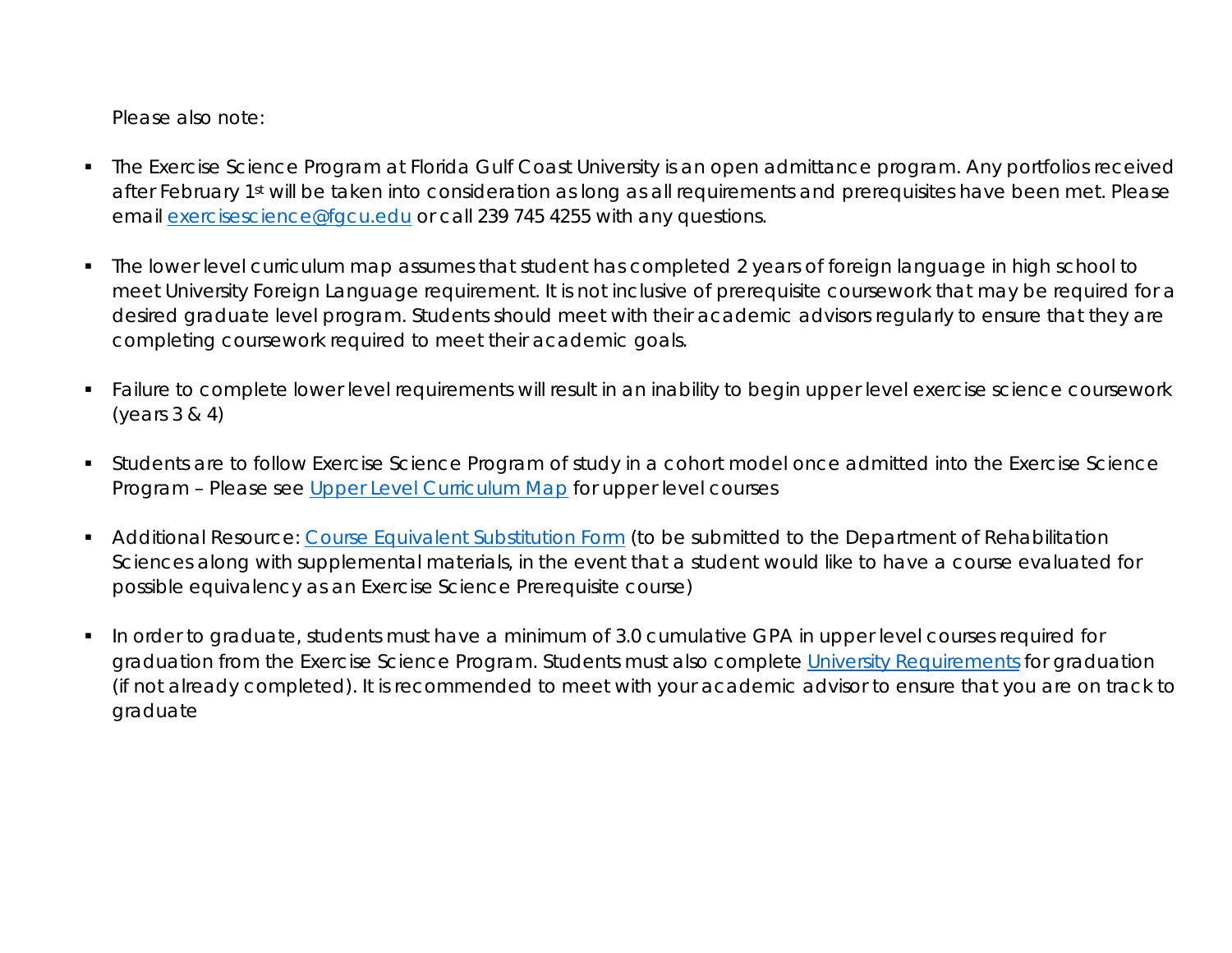Please also note:

- The Exercise Science Program at Florida Gulf Coast University is an open admittance program. Any portfolios received after February 1st will be taken into consideration as long as all requirements and prerequisites have been met. Please email [exercisescience@fgcu.edu](mailto:exercisescience@fgcu.edu) or call 239 745 4255 with any questions.

- The lower level curriculum map assumes that student has completed 2 years of foreign language in high school to meet University Foreign Language requirement. It is not inclusive of prerequisite coursework that may be required for a desired graduate level program. Students should meet with their academic advisors regularly to ensure that they are completing coursework required to meet their academic goals.

- Failure to complete lower level requirements will result in an inability to begin upper level exercise science coursework (years 3 & 4)

- Students are to follow Exercise Science Program of study in a cohort model once admitted into the Exercise Science Program – Please see Upper Level Curriculum Map for upper level courses

- Additional Resource: Course Equivalent Substitution Form (to be submitted to the Department of Rehabilitation Sciences along with supplemental materials, in the event that a student would like to have a course evaluated for possible equivalency as an Exercise Science Prerequisite course)

- In order to graduate, students must have a minimum of 3.0 cumulative GPA in upper level courses required for graduation from the Exercise Science Program. Students must also complete University Requirements for graduation (if not already completed). It is recommended to meet with your academic advisor to ensure that you are on track to graduate